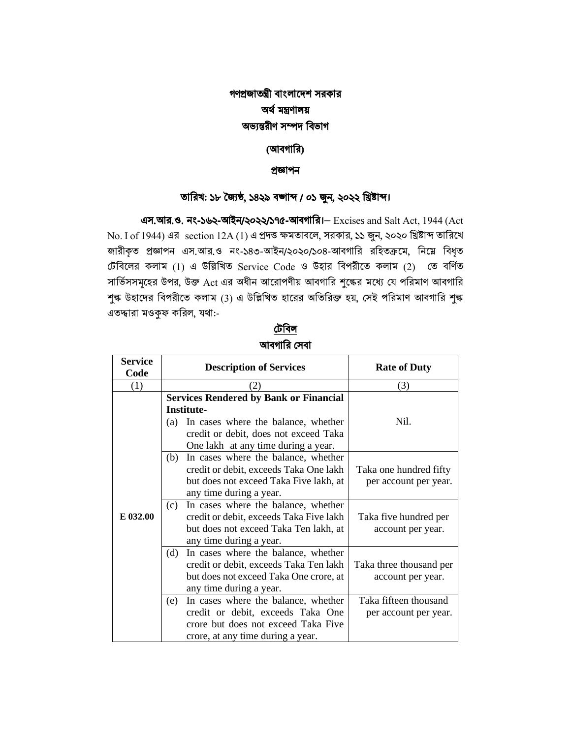# গণপ্রজাতন্ত্রী বাংলাদেশ সরকার

## অর্থ মন্ত্রণালয়

## অভ্যন্তরীণ সম্পদ বিভাগ

### (আবগারি)

### প্রজ্ঞাপন

### তারিখ: ১৮ জ্যৈষ্ঠ, ১৪২৯ বঙ্গাব্দ / ০১ জুন, ২০২২ খ্রিষ্টাব্দ।

**এস.আর.ও. নং-১৬২-আইন/২০২২/১৭৫-আবগারি।**– Excises and Salt Act, 1944 (Act No. I of 1944) এর section 12A (1) এ প্রদত্ত ক্ষমতাবলে, সরকার, ১১ জুন, ২০২০ খ্রিষ্টাব্দ তারিখে জারীকৃত প্রজ্ঞাপন এস.আর.ও নং-১৪৩-আইন/২০২০/১০৪-আবগারি রহিতক্রমে, নিম্নে বিধৃত টেবিলের কলাম (1) এ উল্লিখিত Service Code ও উহার বিপরীতে কলাম (2) তে বর্ণিত সার্ভিসসমূহের উপর, উক্ত Act এর অধীন আরোপণীয় আবগারি শুল্কের মধ্যে যে পরিমাণ আবগারি শুল্ক উহাদের বিপরীতে কলাম (3) এ উল্লিখিত হারের অতিরিক্ত হয়, সেই পরিমাণ আবগারি শুল্ক এতদ্দ্বারা মওকুফ করিল, যথা:-

**টেবিল**

**আবগারি সেবা**

| Service Code | Description of Services | Rate of Duty |
|---|---|---|
| (1) | (2) | (3) |
| E 032.00 | **Services Rendered by Bank or Financial Institute-** (a) In cases where the balance, whether credit or debit, does not exceed Taka One lakh at any time during a year. | Nil. |
| | (b) In cases where the balance, whether credit or debit, exceeds Taka One lakh but does not exceed Taka Five lakh, at any time during a year. | Taka one hundred fifty per account per year. |
| | (c) In cases where the balance, whether credit or debit, exceeds Taka Five lakh but does not exceed Taka Ten lakh, at any time during a year. | Taka five hundred per account per year. |
| | (d) In cases where the balance, whether credit or debit, exceeds Taka Ten lakh but does not exceed Taka One crore, at any time during a year. | Taka three thousand per account per year. |
| | (e) In cases where the balance, whether credit or debit, exceeds Taka One crore but does not exceed Taka Five crore, at any time during a year. | Taka fifteen thousand per account per year. |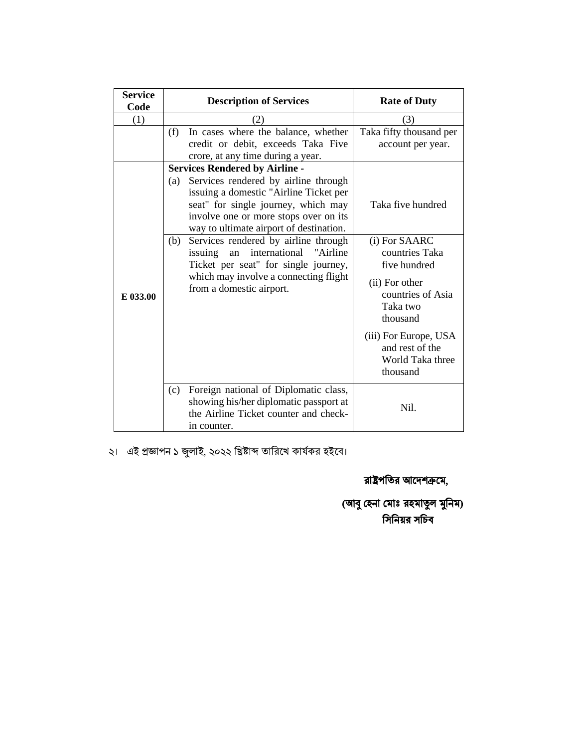| Service Code | Description of Services | Rate of Duty |
|---|---|---|
| (1) | (2) | (3) |
| | (f) In cases where the balance, whether credit or debit, exceeds Taka Five crore, at any time during a year. | Taka fifty thousand per account per year. |
| E 033.00 | **Services Rendered by Airline -** (a) Services rendered by airline through issuing a domestic "Airline Ticket per seat" for single journey, which may involve one or more stops over on its way to ultimate airport of destination. | Taka five hundred |
| | (b) Services rendered by airline through issuing an international "Airline Ticket per seat" for single journey, which may involve a connecting flight from a domestic airport. | (i) For SAARC countries Taka five hundred (ii) For other countries of Asia Taka two thousand (iii) For Europe, USA and rest of the World Taka three thousand |
| | (c) Foreign national of Diplomatic class, showing his/her diplomatic passport at the Airline Ticket counter and check-in counter. | Nil. |

২। এই প্রজ্ঞাপন ১ জুলাই, ২০২২ খ্রিষ্টাব্দ তারিখে কার্যকর হইবে।

**রাষ্ট্রপতির আদেশক্রমে,**

**(আবু হেনা মোঃ রহমাতুল মুনিম)**
**সিনিয়র সচিব**